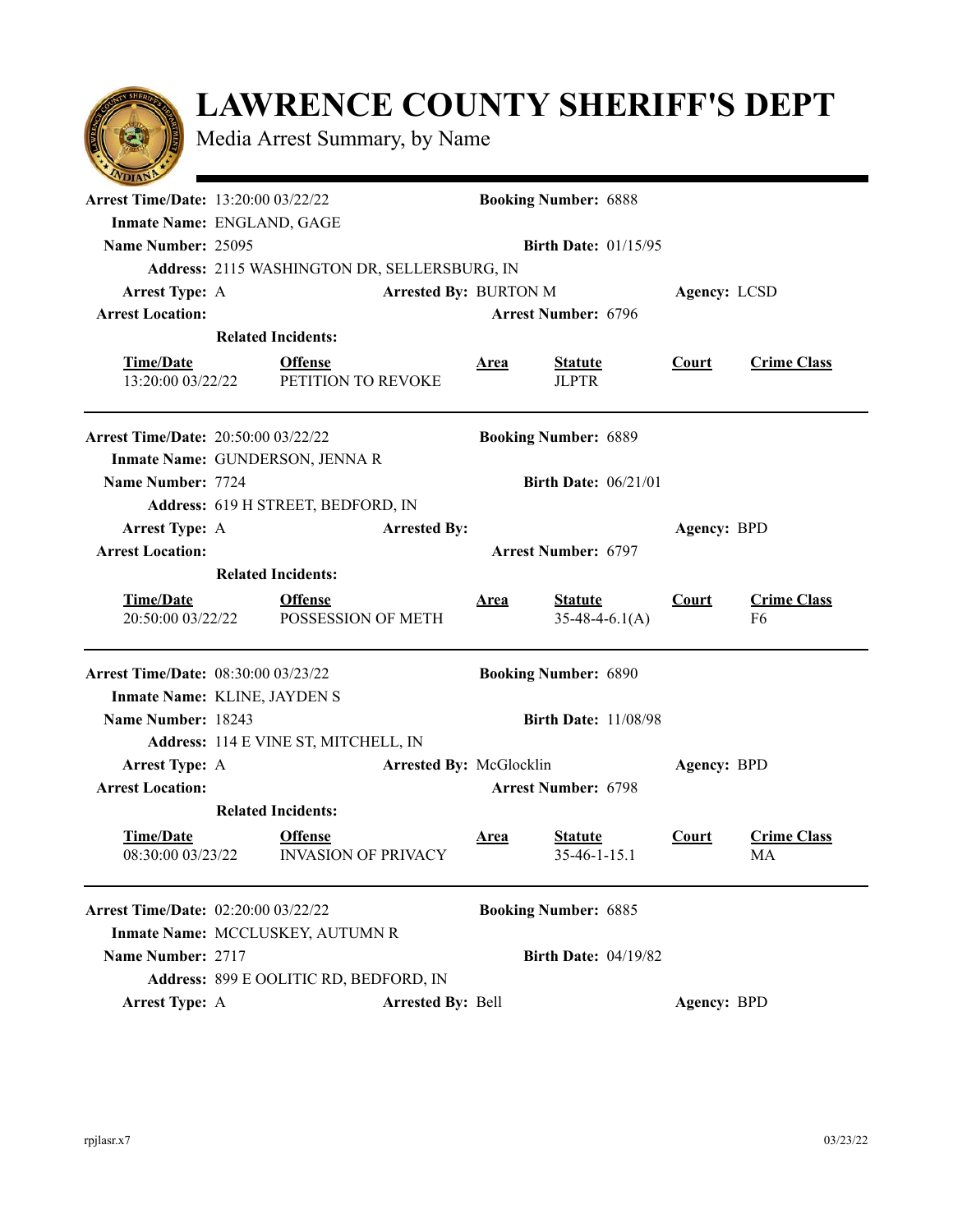# LAWRENCE COUNTY SHERIFF'S DEPT

Media Arrest Summary, by Name

---

**Arrest Time/Date:** 13:20:00 03/22/22 **Booking Number:** 6888

**Inmate Name:** ENGLAND, GAGE

**Name Number:** 25095 **Birth Date:** 01/15/95

**Address:** 2115 WASHINGTON DR, SELLERSBURG, IN

**Arrest Type:** A **Arrested By:** BURTON M **Agency:** LCSD

**Arrest Location:** **Arrest Number:** 6796

**Related Incidents:**

| Time/Date | Offense | Area | Statute | Court | Crime Class |
|---|---|---|---|---|---|
| 13:20:00 03/22/22 | PETITION TO REVOKE | | JLPTR | | |

---

**Arrest Time/Date:** 20:50:00 03/22/22 **Booking Number:** 6889

**Inmate Name:** GUNDERSON, JENNA R

**Name Number:** 7724 **Birth Date:** 06/21/01

**Address:** 619 H STREET, BEDFORD, IN

**Arrest Type:** A **Arrested By:** **Agency:** BPD

**Arrest Location:** **Arrest Number:** 6797

**Related Incidents:**

| Time/Date | Offense | Area | Statute | Court | Crime Class |
|---|---|---|---|---|---|
| 20:50:00 03/22/22 | POSSESSION OF METH | | 35-48-4-6.1(A) | | F6 |

---

**Arrest Time/Date:** 08:30:00 03/23/22 **Booking Number:** 6890

**Inmate Name:** KLINE, JAYDEN S

**Name Number:** 18243 **Birth Date:** 11/08/98

**Address:** 114 E VINE ST, MITCHELL, IN

**Arrest Type:** A **Arrested By:** McGlocklin **Agency:** BPD

**Arrest Location:** **Arrest Number:** 6798

**Related Incidents:**

| Time/Date | Offense | Area | Statute | Court | Crime Class |
|---|---|---|---|---|---|
| 08:30:00 03/23/22 | INVASION OF PRIVACY | | 35-46-1-15.1 | | MA |

---

**Arrest Time/Date:** 02:20:00 03/22/22 **Booking Number:** 6885

**Inmate Name:** MCCLUSKEY, AUTUMN R

**Name Number:** 2717 **Birth Date:** 04/19/82

**Address:** 899 E OOLITIC RD, BEDFORD, IN

**Arrest Type:** A **Arrested By:** Bell **Agency:** BPD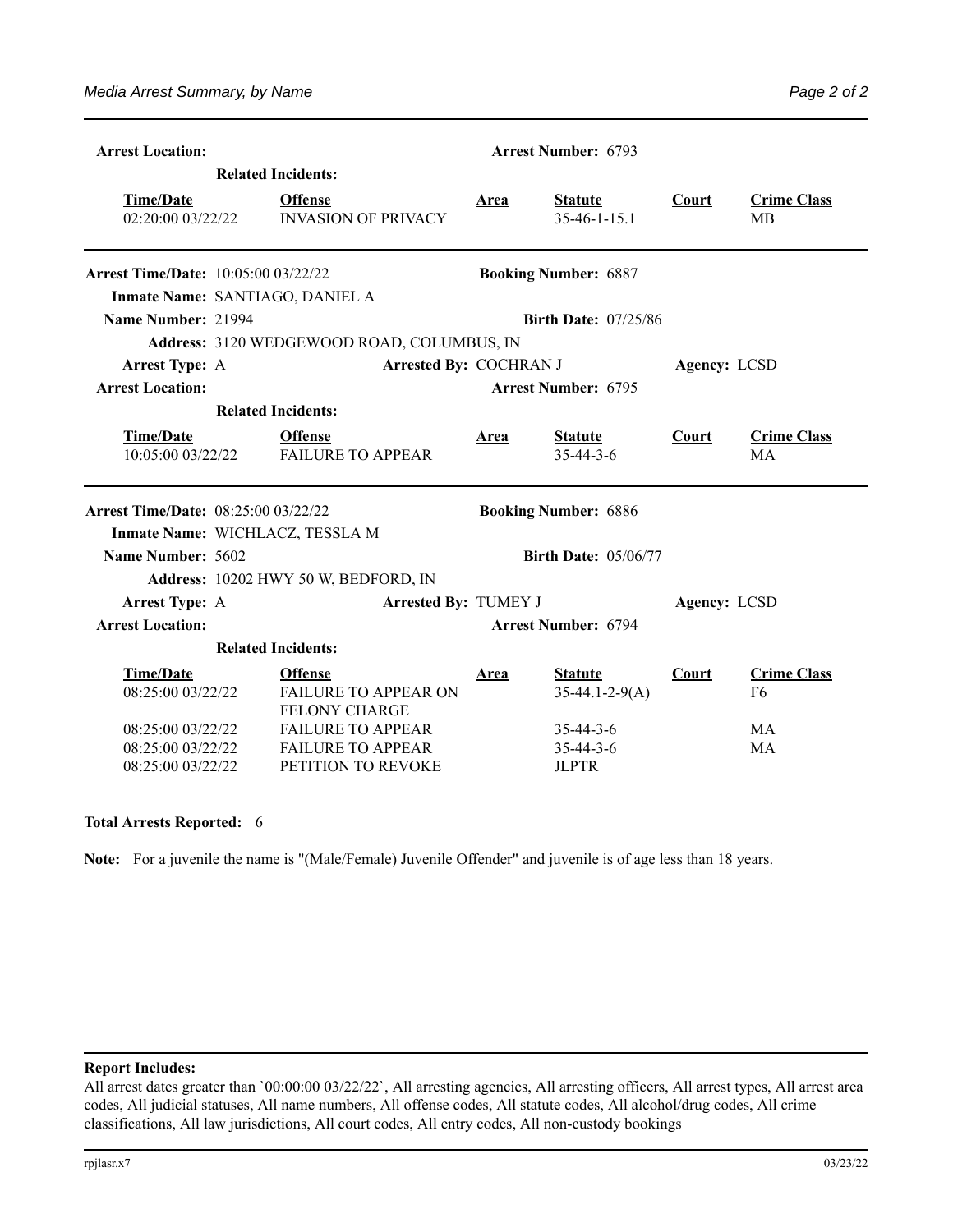**Arrest Location:** **Arrest Number:** 6793

**Related Incidents:**

| **Time/Date** | **Offense** | **Area** | **Statute** | **Court** | **Crime Class** |
|---|---|---|---|---|---|
| 02:20:00 03/22/22 | INVASION OF PRIVACY | | 35-46-1-15.1 | | MB |

---

**Arrest Time/Date:** 10:05:00 03/22/22 **Booking Number:** 6887

**Inmate Name:** SANTIAGO, DANIEL A

**Name Number:** 21994 **Birth Date:** 07/25/86

**Address:** 3120 WEDGEWOOD ROAD, COLUMBUS, IN

**Arrest Type:** A **Arrested By:** COCHRAN J **Agency:** LCSD

**Arrest Location:** **Arrest Number:** 6795

**Related Incidents:**

| **Time/Date** | **Offense** | **Area** | **Statute** | **Court** | **Crime Class** |
|---|---|---|---|---|---|
| 10:05:00 03/22/22 | FAILURE TO APPEAR | | 35-44-3-6 | | MA |

---

**Arrest Time/Date:** 08:25:00 03/22/22 **Booking Number:** 6886

**Inmate Name:** WICHLACZ, TESSLA M

**Name Number:** 5602 **Birth Date:** 05/06/77

**Address:** 10202 HWY 50 W, BEDFORD, IN

**Arrest Type:** A **Arrested By:** TUMEY J **Agency:** LCSD

**Arrest Location:** **Arrest Number:** 6794

**Related Incidents:**

| **Time/Date** | **Offense** | **Area** | **Statute** | **Court** | **Crime Class** |
|---|---|---|---|---|---|
| 08:25:00 03/22/22 | FAILURE TO APPEAR ON FELONY CHARGE | | 35-44.1-2-9(A) | | F6 |
| 08:25:00 03/22/22 | FAILURE TO APPEAR | | 35-44-3-6 | | MA |
| 08:25:00 03/22/22 | FAILURE TO APPEAR | | 35-44-3-6 | | MA |
| 08:25:00 03/22/22 | PETITION TO REVOKE | | JLPTR | | |

---

**Total Arrests Reported:** 6

**Note:** For a juvenile the name is "(Male/Female) Juvenile Offender" and juvenile is of age less than 18 years.

---

**Report Includes:**

All arrest dates greater than `00:00:00 03/22/22`, All arresting agencies, All arresting officers, All arrest types, All arrest area codes, All judicial statuses, All name numbers, All offense codes, All statute codes, All alcohol/drug codes, All crime classifications, All law jurisdictions, All court codes, All entry codes, All non-custody bookings